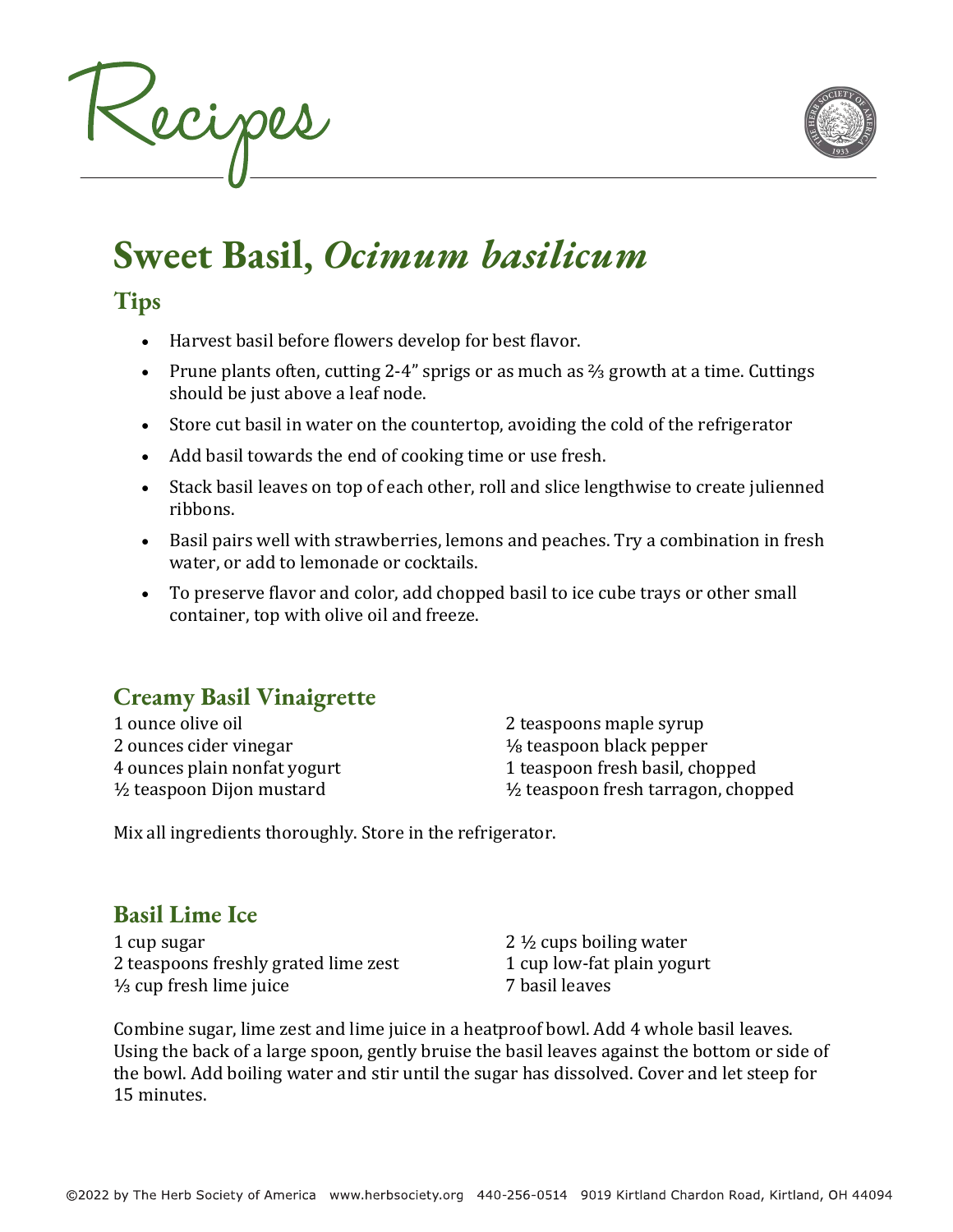# Recipes

## Sweet Basil, *Ocimum basilicum*

### Tips

- Harvest basil before flowers develop for best flavor.
- Prune plants often, cutting 2-4" sprigs or as much as ⅔ growth at a time. Cuttings should be just above a leaf node.
- Store cut basil in water on the countertop, avoiding the cold of the refrigerator
- Add basil towards the end of cooking time or use fresh.
- Stack basil leaves on top of each other, roll and slice lengthwise to create julienned ribbons.
- Basil pairs well with strawberries, lemons and peaches. Try a combination in fresh water, or add to lemonade or cocktails.
- To preserve flavor and color, add chopped basil to ice cube trays or other small container, top with olive oil and freeze.

### Creamy Basil Vinaigrette

1 ounce olive oil
2 ounces cider vinegar
4 ounces plain nonfat yogurt
½ teaspoon Dijon mustard
2 teaspoons maple syrup
⅛ teaspoon black pepper
1 teaspoon fresh basil, chopped
½ teaspoon fresh tarragon, chopped

Mix all ingredients thoroughly. Store in the refrigerator.

### Basil Lime Ice

1 cup sugar
2 teaspoons freshly grated lime zest
⅓ cup fresh lime juice
2 ½ cups boiling water
1 cup low-fat plain yogurt
7 basil leaves

Combine sugar, lime zest and lime juice in a heatproof bowl. Add 4 whole basil leaves. Using the back of a large spoon, gently bruise the basil leaves against the bottom or side of the bowl. Add boiling water and stir until the sugar has dissolved. Cover and let steep for 15 minutes.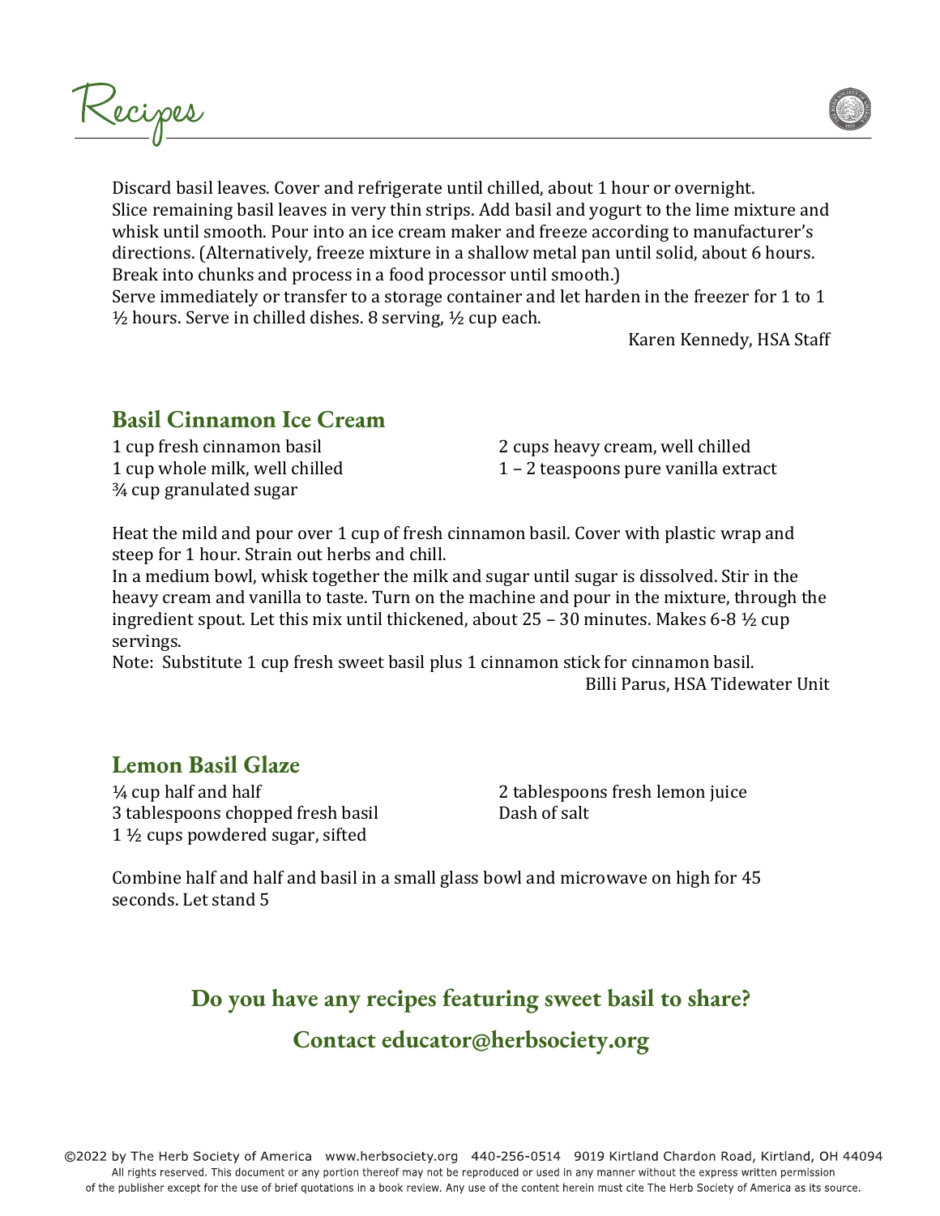Discard basil leaves. Cover and refrigerate until chilled, about 1 hour or overnight.
Slice remaining basil leaves in very thin strips. Add basil and yogurt to the lime mixture and whisk until smooth. Pour into an ice cream maker and freeze according to manufacturer's directions. (Alternatively, freeze mixture in a shallow metal pan until solid, about 6 hours. Break into chunks and process in a food processor until smooth.)
Serve immediately or transfer to a storage container and let harden in the freezer for 1 to 1 ½ hours. Serve in chilled dishes. 8 serving, ½ cup each.

Karen Kennedy, HSA Staff

## Basil Cinnamon Ice Cream

1 cup fresh cinnamon basil
1 cup whole milk, well chilled
¾ cup granulated sugar
2 cups heavy cream, well chilled
1 – 2 teaspoons pure vanilla extract

Heat the mild and pour over 1 cup of fresh cinnamon basil. Cover with plastic wrap and steep for 1 hour. Strain out herbs and chill.
In a medium bowl, whisk together the milk and sugar until sugar is dissolved. Stir in the heavy cream and vanilla to taste. Turn on the machine and pour in the mixture, through the ingredient spout. Let this mix until thickened, about 25 – 30 minutes. Makes 6-8 ½ cup servings.
Note: Substitute 1 cup fresh sweet basil plus 1 cinnamon stick for cinnamon basil.

Billi Parus, HSA Tidewater Unit

## Lemon Basil Glaze

¼ cup half and half
3 tablespoons chopped fresh basil
1 ½ cups powdered sugar, sifted
2 tablespoons fresh lemon juice
Dash of salt

Combine half and half and basil in a small glass bowl and microwave on high for 45 seconds. Let stand 5

**Do you have any recipes featuring sweet basil to share?**

**Contact educator@herbsociety.org**

©2022 by The Herb Society of America www.herbsociety.org 440-256-0514 9019 Kirtland Chardon Road, Kirtland, OH 44094
All rights reserved. This document or any portion thereof may not be reproduced or used in any manner without the express written permission of the publisher except for the use of brief quotations in a book review. Any use of the content herein must cite The Herb Society of America as its source.